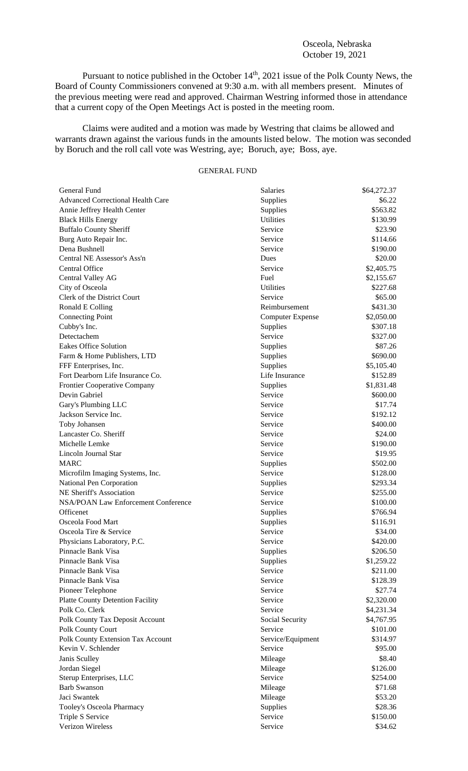Osceola, Nebraska
October 19, 2021

Pursuant to notice published in the October 14th, 2021 issue of the Polk County News, the Board of County Commissioners convened at 9:30 a.m. with all members present. Minutes of the previous meeting were read and approved. Chairman Westring informed those in attendance that a current copy of the Open Meetings Act is posted in the meeting room.

Claims were audited and a motion was made by Westring that claims be allowed and warrants drawn against the various funds in the amounts listed below. The motion was seconded by Boruch and the roll call vote was Westring, aye; Boruch, aye; Boss, aye.

GENERAL FUND

| | | |
|---|---|---|
| General Fund | Salaries | $64,272.37 |
| Advanced Correctional Health Care | Supplies | $6.22 |
| Annie Jeffrey Health Center | Supplies | $563.82 |
| Black Hills Energy | Utilities | $130.99 |
| Buffalo County Sheriff | Service | $23.90 |
| Burg Auto Repair Inc. | Service | $114.66 |
| Dena Bushnell | Service | $190.00 |
| Central NE Assessor's Ass'n | Dues | $20.00 |
| Central Office | Service | $2,405.75 |
| Central Valley AG | Fuel | $2,155.67 |
| City of Osceola | Utilities | $227.68 |
| Clerk of the District Court | Service | $65.00 |
| Ronald E Colling | Reimbursement | $431.30 |
| Connecting Point | Computer Expense | $2,050.00 |
| Cubby's Inc. | Supplies | $307.18 |
| Detectachem | Service | $327.00 |
| Eakes Office Solution | Supplies | $87.26 |
| Farm & Home Publishers, LTD | Supplies | $690.00 |
| FFF Enterprises, Inc. | Supplies | $5,105.40 |
| Fort Dearborn Life Insurance Co. | Life Insurance | $152.89 |
| Frontier Cooperative Company | Supplies | $1,831.48 |
| Devin Gabriel | Service | $600.00 |
| Gary's Plumbing LLC | Service | $17.74 |
| Jackson Service Inc. | Service | $192.12 |
| Toby Johansen | Service | $400.00 |
| Lancaster Co. Sheriff | Service | $24.00 |
| Michelle Lemke | Service | $190.00 |
| Lincoln Journal Star | Service | $19.95 |
| MARC | Supplies | $502.00 |
| Microfilm Imaging Systems, Inc. | Service | $128.00 |
| National Pen Corporation | Supplies | $293.34 |
| NE Sheriff's Association | Service | $255.00 |
| NSA/POAN Law Enforcement Conference | Service | $100.00 |
| Officenet | Supplies | $766.94 |
| Osceola Food Mart | Supplies | $116.91 |
| Osceola Tire & Service | Service | $34.00 |
| Physicians Laboratory, P.C. | Service | $420.00 |
| Pinnacle Bank Visa | Supplies | $206.50 |
| Pinnacle Bank Visa | Supplies | $1,259.22 |
| Pinnacle Bank Visa | Service | $211.00 |
| Pinnacle Bank Visa | Service | $128.39 |
| Pioneer Telephone | Service | $27.74 |
| Platte County Detention Facility | Service | $2,320.00 |
| Polk Co. Clerk | Service | $4,231.34 |
| Polk County Tax Deposit Account | Social Security | $4,767.95 |
| Polk County Court | Service | $101.00 |
| Polk County Extension Tax Account | Service/Equipment | $314.97 |
| Kevin V. Schlender | Service | $95.00 |
| Janis Sculley | Mileage | $8.40 |
| Jordan Siegel | Mileage | $126.00 |
| Sterup Enterprises, LLC | Service | $254.00 |
| Barb Swanson | Mileage | $71.68 |
| Jaci Swantek | Mileage | $53.20 |
| Tooley's Osceola Pharmacy | Supplies | $28.36 |
| Triple S Service | Service | $150.00 |
| Verizon Wireless | Service | $34.62 |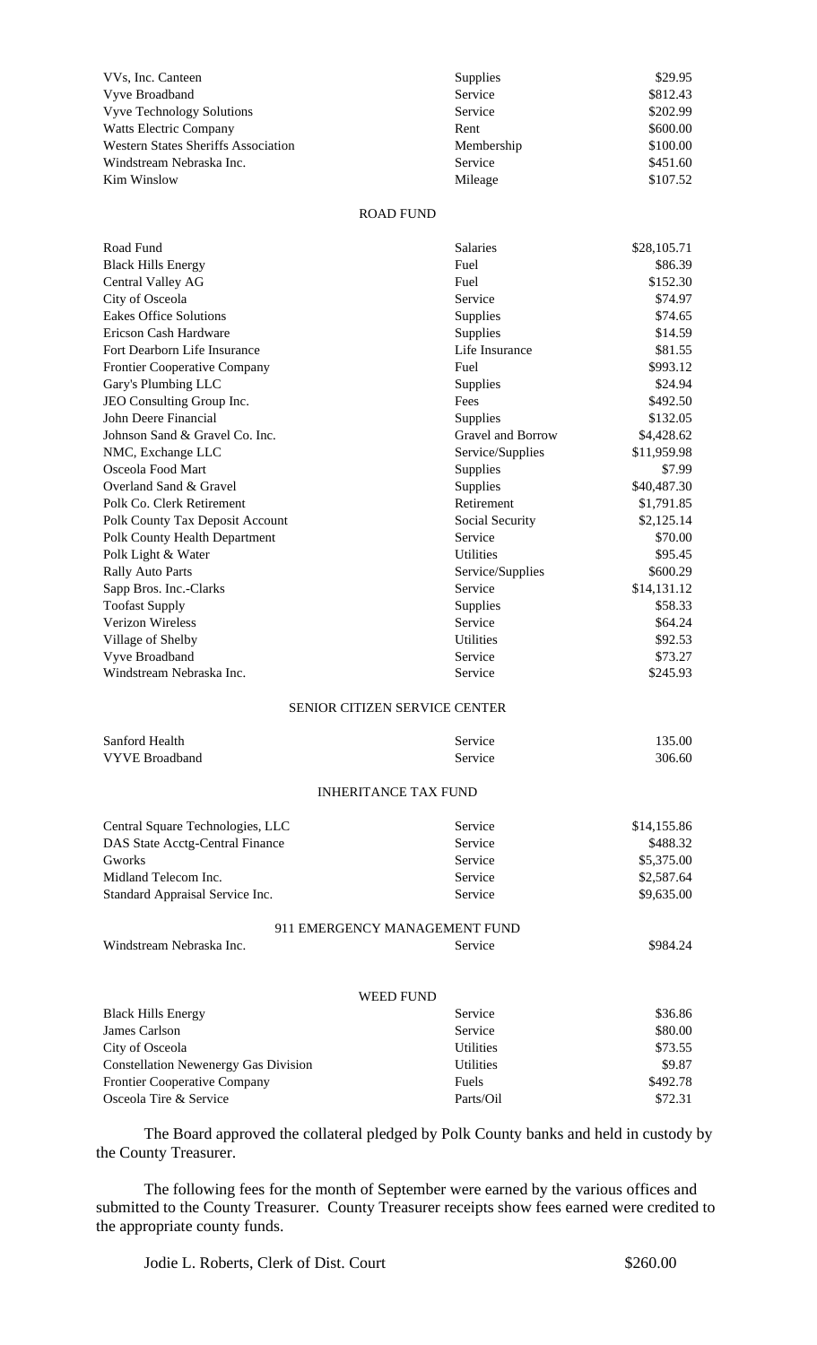| | | |
|---|---|---|
| VVs, Inc. Canteen | Supplies | $29.95 |
| Vyve Broadband | Service | $812.43 |
| Vyve Technology Solutions | Service | $202.99 |
| Watts Electric Company | Rent | $600.00 |
| Western States Sheriffs Association | Membership | $100.00 |
| Windstream Nebraska Inc. | Service | $451.60 |
| Kim Winslow | Mileage | $107.52 |

ROAD FUND

| | | |
|---|---|---|
| Road Fund | Salaries | $28,105.71 |
| Black Hills Energy | Fuel | $86.39 |
| Central Valley AG | Fuel | $152.30 |
| City of Osceola | Service | $74.97 |
| Eakes Office Solutions | Supplies | $74.65 |
| Ericson Cash Hardware | Supplies | $14.59 |
| Fort Dearborn Life Insurance | Life Insurance | $81.55 |
| Frontier Cooperative Company | Fuel | $993.12 |
| Gary's Plumbing LLC | Supplies | $24.94 |
| JEO Consulting Group Inc. | Fees | $492.50 |
| John Deere Financial | Supplies | $132.05 |
| Johnson Sand & Gravel Co. Inc. | Gravel and Borrow | $4,428.62 |
| NMC, Exchange LLC | Service/Supplies | $11,959.98 |
| Osceola Food Mart | Supplies | $7.99 |
| Overland Sand & Gravel | Supplies | $40,487.30 |
| Polk Co. Clerk Retirement | Retirement | $1,791.85 |
| Polk County Tax Deposit Account | Social Security | $2,125.14 |
| Polk County Health Department | Service | $70.00 |
| Polk Light & Water | Utilities | $95.45 |
| Rally Auto Parts | Service/Supplies | $600.29 |
| Sapp Bros. Inc.-Clarks | Service | $14,131.12 |
| Toofast Supply | Supplies | $58.33 |
| Verizon Wireless | Service | $64.24 |
| Village of Shelby | Utilities | $92.53 |
| Vyve Broadband | Service | $73.27 |
| Windstream Nebraska Inc. | Service | $245.93 |

SENIOR CITIZEN SERVICE CENTER

| | | |
|---|---|---|
| Sanford Health | Service | 135.00 |
| VYVE Broadband | Service | 306.60 |

INHERITANCE TAX FUND

| | | |
|---|---|---|
| Central Square Technologies, LLC | Service | $14,155.86 |
| DAS State Acctg-Central Finance | Service | $488.32 |
| Gworks | Service | $5,375.00 |
| Midland Telecom Inc. | Service | $2,587.64 |
| Standard Appraisal Service Inc. | Service | $9,635.00 |

911 EMERGENCY MANAGEMENT FUND

| | | |
|---|---|---|
| Windstream Nebraska Inc. | Service | $984.24 |

WEED FUND

| | | |
|---|---|---|
| Black Hills Energy | Service | $36.86 |
| James Carlson | Service | $80.00 |
| City of Osceola | Utilities | $73.55 |
| Constellation Newenergy Gas Division | Utilities | $9.87 |
| Frontier Cooperative Company | Fuels | $492.78 |
| Osceola Tire & Service | Parts/Oil | $72.31 |

The Board approved the collateral pledged by Polk County banks and held in custody by the County Treasurer.

The following fees for the month of September were earned by the various offices and submitted to the County Treasurer. County Treasurer receipts show fees earned were credited to the appropriate county funds.

| | |
|---|---|
| Jodie L. Roberts, Clerk of Dist. Court | $260.00 |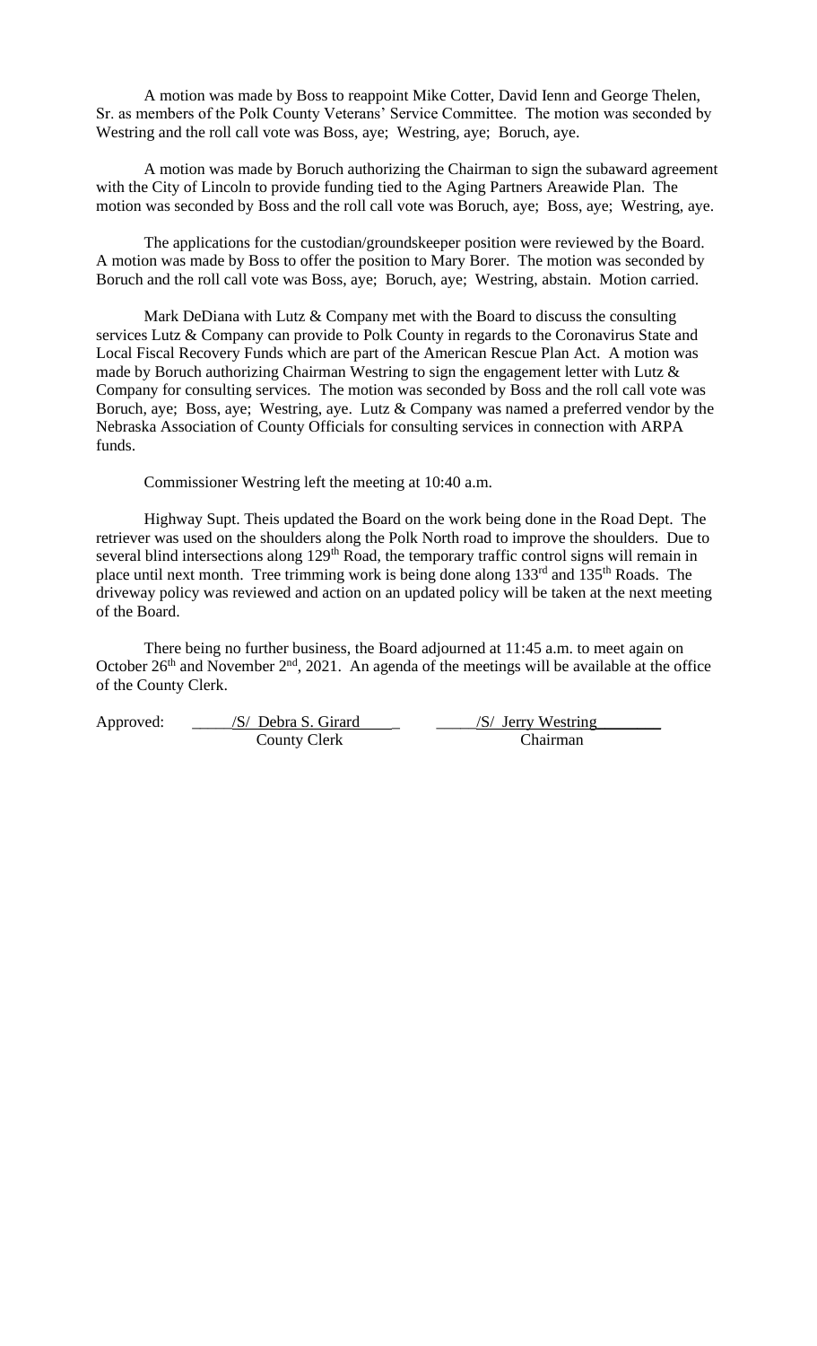A motion was made by Boss to reappoint Mike Cotter, David Ienn and George Thelen, Sr. as members of the Polk County Veterans' Service Committee. The motion was seconded by Westring and the roll call vote was Boss, aye; Westring, aye; Boruch, aye.

A motion was made by Boruch authorizing the Chairman to sign the subaward agreement with the City of Lincoln to provide funding tied to the Aging Partners Areawide Plan. The motion was seconded by Boss and the roll call vote was Boruch, aye; Boss, aye; Westring, aye.

The applications for the custodian/groundskeeper position were reviewed by the Board. A motion was made by Boss to offer the position to Mary Borer. The motion was seconded by Boruch and the roll call vote was Boss, aye; Boruch, aye; Westring, abstain. Motion carried.

Mark DeDiana with Lutz & Company met with the Board to discuss the consulting services Lutz & Company can provide to Polk County in regards to the Coronavirus State and Local Fiscal Recovery Funds which are part of the American Rescue Plan Act. A motion was made by Boruch authorizing Chairman Westring to sign the engagement letter with Lutz & Company for consulting services. The motion was seconded by Boss and the roll call vote was Boruch, aye; Boss, aye; Westring, aye. Lutz & Company was named a preferred vendor by the Nebraska Association of County Officials for consulting services in connection with ARPA funds.

Commissioner Westring left the meeting at 10:40 a.m.

Highway Supt. Theis updated the Board on the work being done in the Road Dept. The retriever was used on the shoulders along the Polk North road to improve the shoulders. Due to several blind intersections along 129th Road, the temporary traffic control signs will remain in place until next month. Tree trimming work is being done along 133rd and 135th Roads. The driveway policy was reviewed and action on an updated policy will be taken at the next meeting of the Board.

There being no further business, the Board adjourned at 11:45 a.m. to meet again on October 26th and November 2nd, 2021. An agenda of the meetings will be available at the office of the County Clerk.

Approved: /S/ Debra S. Girard — County Clerk

/S/ Jerry Westring — Chairman